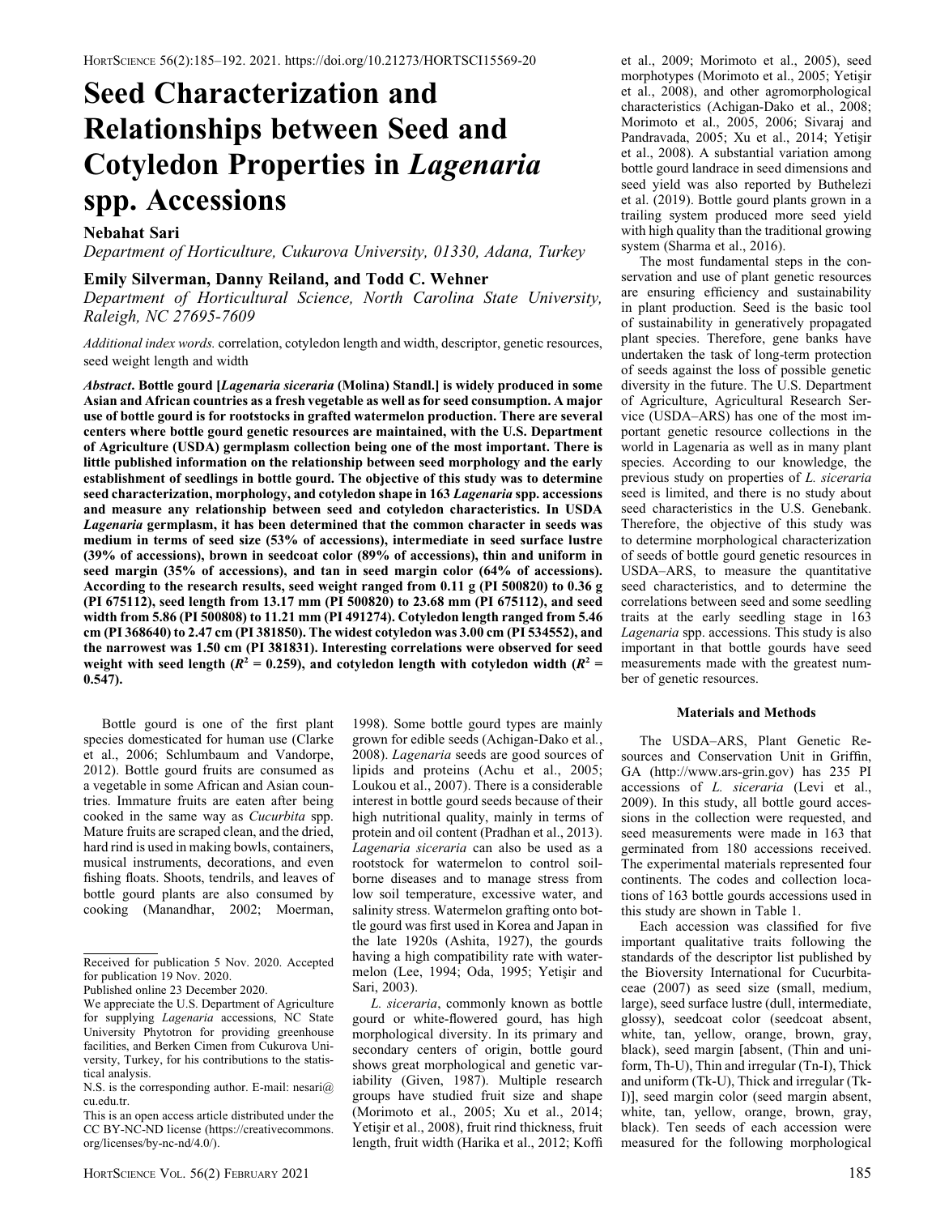# Seed Characterization and Relationships between Seed and Cotyledon Properties in *Lagenaria* spp. Accessions

**Nebahat Sari**

*Department of Horticulture, Cukurova University, 01330, Adana, Turkey*

**Emily Silverman, Danny Reiland, and Todd C. Wehner**

*Department of Horticultural Science, North Carolina State University, Raleigh, NC 27695-7609*

*Additional index words.* correlation, cotyledon length and width, descriptor, genetic resources, seed weight length and width

***Abstract*. Bottle gourd [*Lagenaria siceraria* (Molina) Standl.] is widely produced in some Asian and African countries as a fresh vegetable as well as for seed consumption. A major use of bottle gourd is for rootstocks in grafted watermelon production. There are several centers where bottle gourd genetic resources are maintained, with the U.S. Department of Agriculture (USDA) germplasm collection being one of the most important. There is little published information on the relationship between seed morphology and the early establishment of seedlings in bottle gourd. The objective of this study was to determine seed characterization, morphology, and cotyledon shape in 163 *Lagenaria* spp. accessions and measure any relationship between seed and cotyledon characteristics. In USDA *Lagenaria* germplasm, it has been determined that the common character in seeds was medium in terms of seed size (53% of accessions), intermediate in seed surface lustre (39% of accessions), brown in seedcoat color (89% of accessions), thin and uniform in seed margin (35% of accessions), and tan in seed margin color (64% of accessions). According to the research results, seed weight ranged from 0.11 g (PI 500820) to 0.36 g (PI 675112), seed length from 13.17 mm (PI 500820) to 23.68 mm (PI 675112), and seed width from 5.86 (PI 500808) to 11.21 mm (PI 491274). Cotyledon length ranged from 5.46 cm (PI 368640) to 2.47 cm (PI 381850). The widest cotyledon was 3.00 cm (PI 534552), and the narrowest was 1.50 cm (PI 381831). Interesting correlations were observed for seed weight with seed length ($R^2$ = 0.259), and cotyledon length with cotyledon width ($R^2$ = 0.547).**

Bottle gourd is one of the first plant species domesticated for human use (Clarke et al., 2006; Schlumbaum and Vandorpe, 2012). Bottle gourd fruits are consumed as a vegetable in some African and Asian countries. Immature fruits are eaten after being cooked in the same way as *Cucurbita* spp. Mature fruits are scraped clean, and the dried, hard rind is used in making bowls, containers, musical instruments, decorations, and even fishing floats. Shoots, tendrils, and leaves of bottle gourd plants are also consumed by cooking (Manandhar, 2002; Moerman, 1998). Some bottle gourd types are mainly grown for edible seeds (Achigan-Dako et al., 2008). *Lagenaria* seeds are good sources of lipids and proteins (Achu et al., 2005; Loukou et al., 2007). There is a considerable interest in bottle gourd seeds because of their high nutritional quality, mainly in terms of protein and oil content (Pradhan et al., 2013). *Lagenaria siceraria* can also be used as a rootstock for watermelon to control soil-borne diseases and to manage stress from low soil temperature, excessive water, and salinity stress. Watermelon grafting onto bottle gourd was first used in Korea and Japan in the late 1920s (Ashita, 1927), the gourds having a high compatibility rate with watermelon (Lee, 1994; Oda, 1995; Yetişir and Sari, 2003).

*L. siceraria*, commonly known as bottle gourd or white-flowered gourd, has high morphological diversity. In its primary and secondary centers of origin, bottle gourd shows great morphological and genetic variability (Given, 1987). Multiple research groups have studied fruit size and shape (Morimoto et al., 2005; Xu et al., 2014; Yetişir et al., 2008), fruit rind thickness, fruit length, fruit width (Harika et al., 2012; Koffi et al., 2009; Morimoto et al., 2005), seed morphotypes (Morimoto et al., 2005; Yetişir et al., 2008), and other agromorphological characteristics (Achigan-Dako et al., 2008; Morimoto et al., 2005, 2006; Sivaraj and Pandravada, 2005; Xu et al., 2014; Yetişir et al., 2008). A substantial variation among bottle gourd landrace in seed dimensions and seed yield was also reported by Buthelezi et al. (2019). Bottle gourd plants grown in a trailing system produced more seed yield with high quality than the traditional growing system (Sharma et al., 2016).

The most fundamental steps in the conservation and use of plant genetic resources are ensuring efficiency and sustainability in plant production. Seed is the basic tool of sustainability in generatively propagated plant species. Therefore, gene banks have undertaken the task of long-term protection of seeds against the loss of possible genetic diversity in the future. The U.S. Department of Agriculture, Agricultural Research Service (USDA–ARS) has one of the most important genetic resource collections in the world in Lagenaria as well as in many plant species. According to our knowledge, the previous study on properties of *L. siceraria* seed is limited, and there is no study about seed characteristics in the U.S. Genebank. Therefore, the objective of this study was to determine morphological characterization of seeds of bottle gourd genetic resources in USDA–ARS, to measure the quantitative seed characteristics, and to determine the correlations between seed and some seedling traits at the early seedling stage in 163 *Lagenaria* spp. accessions. This study is also important in that bottle gourds have seed measurements made with the greatest number of genetic resources.

## Materials and Methods

The USDA–ARS, Plant Genetic Resources and Conservation Unit in Griffin, GA (http://www.ars-grin.gov) has 235 PI accessions of *L. siceraria* (Levi et al., 2009). In this study, all bottle gourd accessions in the collection were requested, and seed measurements were made in 163 that germinated from 180 accessions received. The experimental materials represented four continents. The codes and collection locations of 163 bottle gourds accessions used in this study are shown in Table 1.

Each accession was classified for five important qualitative traits following the standards of the descriptor list published by the Bioversity International for Cucurbitaceae (2007) as seed size (small, medium, large), seed surface lustre (dull, intermediate, glossy), seedcoat color (seedcoat absent, white, tan, yellow, orange, brown, gray, black), seed margin [absent, (Thin and uniform, Th-U), Thin and irregular (Tn-I), Thick and uniform (Tk-U), Thick and irregular (Tk-I)], seed margin color (seed margin absent, white, tan, yellow, orange, brown, gray, black). Ten seeds of each accession were measured for the following morphological

---

Received for publication 5 Nov. 2020. Accepted for publication 19 Nov. 2020.

Published online 23 December 2020.

We appreciate the U.S. Department of Agriculture for supplying *Lagenaria* accessions, NC State University Phytotron for providing greenhouse facilities, and Berken Cimen from Cukurova University, Turkey, for his contributions to the statistical analysis.

N.S. is the corresponding author. E-mail: nesari@cu.edu.tr.

This is an open access article distributed under the CC BY-NC-ND license (https://creativecommons.org/licenses/by-nc-nd/4.0/).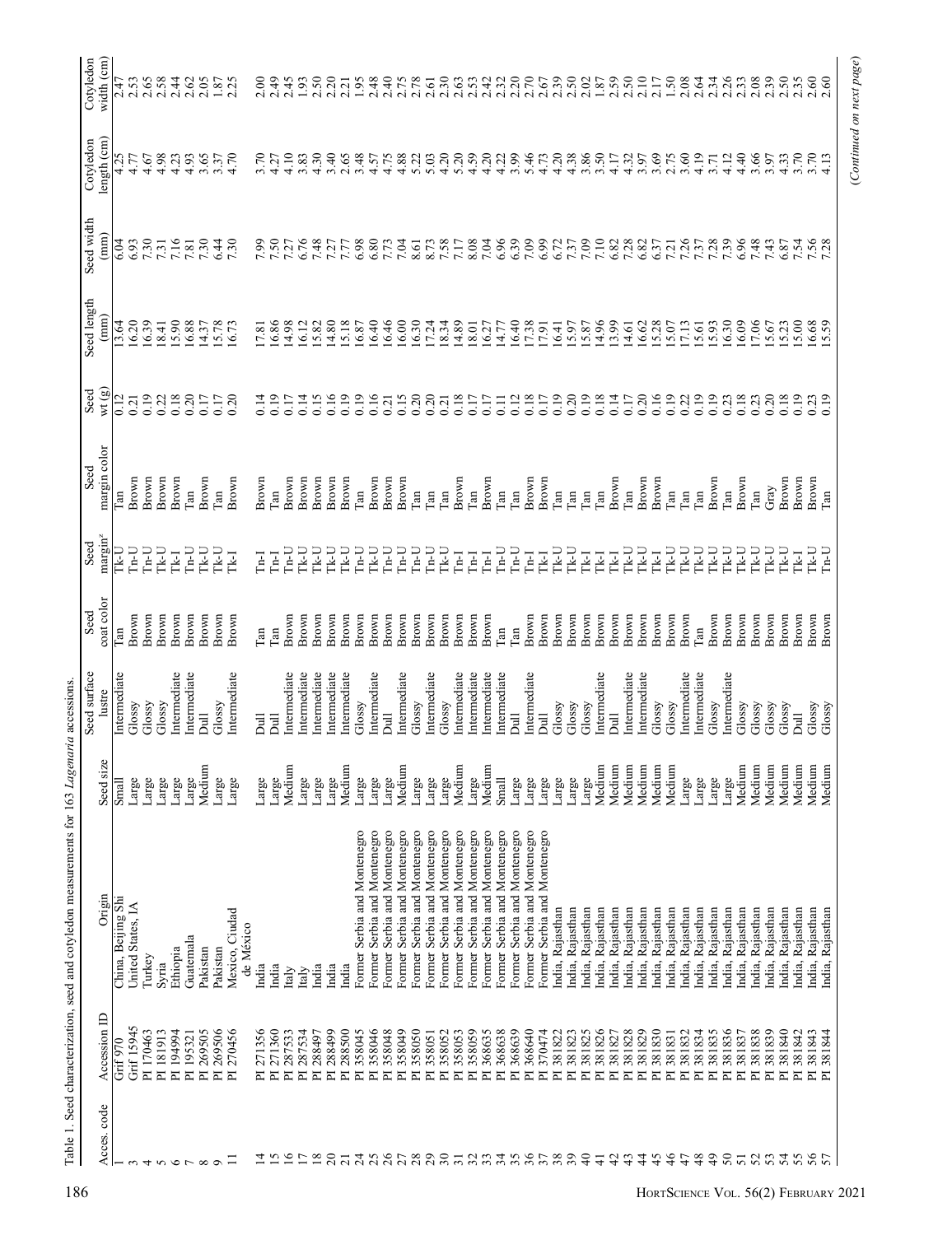Table 1. Seed characterization, seed and cotyledon measurements for 163 *Lagenaria* accessions.

| Acces. code | Accession ID | Origin | Seed size | Seed surface lustre | Seed coat color | Seed margin[z] | Seed margin color | Seed wt (g) | Seed length (mm) | Seed width (mm) | Cotyledon length (cm) | Cotyledon width (cm) |
|---|---|---|---|---|---|---|---|---|---|---|---|---|
| 1 | Grif 970 | China, Beijing Shi | Small | Intermediate | Tan | Tk-U | Tan | 0.12 | 13.64 | 6.04 | 4.25 | 2.47 |
| 3 | Grif 15945 | United States, IA | Large | Glossy | Brown | Tn-U | Brown | 0.21 | 16.20 | 6.93 | 4.77 | 2.53 |
| 4 | PI 170463 | Turkey | Large | Glossy | Brown | Tn-U | Brown | 0.19 | 16.39 | 7.30 | 4.67 | 2.65 |
| 5 | PI 181913 | Syria | Large | Glossy | Brown | Tk-U | Brown | 0.22 | 18.41 | 7.31 | 4.98 | 2.58 |
| 6 | PI 194994 | Ethiopia | Large | Intermediate | Brown | Tk-I | Brown | 0.18 | 15.90 | 7.16 | 4.23 | 2.44 |
| 7 | PI 195321 | Guatemala | Large | Intermediate | Brown | Tn-U | Tan | 0.20 | 16.88 | 7.81 | 4.93 | 2.62 |
| 8 | PI 269505 | Pakistan | Medium | Dull | Brown | Tn-U | Brown | 0.17 | 14.37 | 7.30 | 3.65 | 2.05 |
| 9 | PI 269506 | Pakistan | Large | Glossy | Brown | Tk-U | Tan | 0.17 | 15.78 | 6.44 | 3.37 | 1.87 |
| 11 | PI 270456 | Mexico, Ciudad de México | Large | Intermediate | Brown | Tk-I | Brown | 0.20 | 16.73 | 7.30 | 4.70 | 2.25 |
| 14 | PI 271356 | India | Large | Dull | Tan | Tn-I | Brown | 0.14 | 17.81 | 7.99 | 3.70 | 2.00 |
| 15 | PI 271360 | India | Large | Dull | Tan | Tn-I | Tan | 0.19 | 16.86 | 7.50 | 4.27 | 2.49 |
| 16 | PI 287533 | Italy | Medium | Intermediate | Brown | Tn-U | Brown | 0.17 | 14.98 | 7.27 | 4.10 | 2.45 |
| 17 | PI 287534 | Italy | Large | Intermediate | Brown | Tk-U | Brown | 0.14 | 16.12 | 6.76 | 3.83 | 1.93 |
| 18 | PI 288497 | India | Large | Intermediate | Brown | Tk-U | Brown | 0.15 | 15.82 | 7.48 | 4.30 | 2.50 |
| 20 | PI 288499 | India | Large | Intermediate | Brown | Tk-U | Brown | 0.16 | 14.80 | 7.27 | 3.40 | 2.20 |
| 21 | PI 288500 | India | Medium | Intermediate | Brown | Tk-U | Brown | 0.19 | 15.18 | 7.77 | 2.65 | 2.21 |
| 24 | PI 358045 | Former Serbia and Montenegro | Large | Glossy | Brown | Tn-U | Tan | 0.19 | 16.87 | 6.98 | 3.48 | 1.95 |
| 25 | PI 358046 | Former Serbia and Montenegro | Large | Intermediate | Brown | Tk-U | Brown | 0.16 | 16.40 | 6.80 | 4.57 | 2.48 |
| 26 | PI 358048 | Former Serbia and Montenegro | Large | Dull | Brown | Tn-U | Brown | 0.21 | 16.46 | 7.73 | 4.75 | 2.40 |
| 27 | PI 358049 | Former Serbia and Montenegro | Medium | Intermediate | Brown | Tn-U | Brown | 0.15 | 16.00 | 7.04 | 4.88 | 2.75 |
| 28 | PI 358050 | Former Serbia and Montenegro | Large | Glossy | Brown | Tn-U | Tan | 0.20 | 16.30 | 8.61 | 5.22 | 2.78 |
| 29 | PI 358051 | Former Serbia and Montenegro | Large | Intermediate | Brown | Tn-U | Tan | 0.20 | 17.24 | 8.73 | 5.03 | 2.61 |
| 30 | PI 358052 | Former Serbia and Montenegro | Large | Glossy | Brown | Tk-U | Tan | 0.21 | 18.34 | 7.58 | 4.20 | 2.30 |
| 31 | PI 358053 | Former Serbia and Montenegro | Medium | Intermediate | Brown | Tn-I | Brown | 0.18 | 14.89 | 7.17 | 5.20 | 2.63 |
| 32 | PI 358059 | Former Serbia and Montenegro | Large | Intermediate | Brown | Tn-I | Tan | 0.17 | 18.01 | 8.08 | 4.59 | 2.53 |
| 33 | PI 368635 | Former Serbia and Montenegro | Medium | Intermediate | Brown | Tn-I | Brown | 0.17 | 16.27 | 7.04 | 4.20 | 2.42 |
| 34 | PI 368638 | Former Serbia and Montenegro | Small | Intermediate | Tan | Tn-U | Tan | 0.11 | 14.77 | 6.96 | 4.22 | 2.32 |
| 35 | PI 368639 | Former Serbia and Montenegro | Large | Dull | Tan | Tn-U | Tan | 0.12 | 16.40 | 6.39 | 3.99 | 2.20 |
| 36 | PI 368640 | Former Serbia and Montenegro | Large | Intermediate | Brown | Tn-I | Brown | 0.18 | 17.38 | 7.09 | 5.46 | 2.70 |
| 37 | PI 370474 | Former Serbia and Montenegro | Large | Dull | Brown | Tk-I | Brown | 0.17 | 17.91 | 6.99 | 4.73 | 2.67 |
| 38 | PI 381822 | India, Rajasthan | Large | Glossy | Brown | Tk-U | Tan | 0.19 | 16.41 | 6.72 | 4.20 | 2.39 |
| 39 | PI 381823 | India, Rajasthan | Large | Glossy | Brown | Tk-U | Tan | 0.20 | 15.97 | 7.37 | 4.38 | 2.50 |
| 40 | PI 381825 | India, Rajasthan | Large | Glossy | Brown | Tk-I | Tan | 0.19 | 15.87 | 7.09 | 3.86 | 2.02 |
| 41 | PI 381826 | India, Rajasthan | Medium | Intermediate | Brown | Tk-I | Tan | 0.18 | 14.96 | 7.10 | 3.50 | 1.87 |
| 42 | PI 381827 | India, Rajasthan | Medium | Dull | Brown | Tk-I | Brown | 0.14 | 13.99 | 6.82 | 4.17 | 2.59 |
| 43 | PI 381828 | India, Rajasthan | Medium | Intermediate | Brown | Tk-U | Tan | 0.17 | 14.61 | 7.28 | 4.32 | 2.50 |
| 44 | PI 381829 | India, Rajasthan | Medium | Intermediate | Brown | Tk-U | Brown | 0.20 | 16.62 | 6.82 | 3.97 | 2.10 |
| 45 | PI 381830 | India, Rajasthan | Medium | Glossy | Brown | Tk-I | Brown | 0.16 | 15.28 | 6.37 | 3.69 | 2.17 |
| 46 | PI 381831 | India, Rajasthan | Medium | Glossy | Brown | Tk-U | Tan | 0.19 | 15.07 | 7.21 | 2.75 | 1.50 |
| 47 | PI 381832 | India, Rajasthan | Large | Intermediate | Brown | Tk-U | Tan | 0.22 | 17.13 | 7.26 | 3.60 | 2.08 |
| 48 | PI 381834 | India, Rajasthan | Large | Intermediate | Tan | Tk-U | Tan | 0.19 | 15.61 | 7.37 | 4.19 | 2.64 |
| 49 | PI 381835 | India, Rajasthan | Large | Glossy | Brown | Tk-U | Brown | 0.19 | 15.93 | 7.28 | 3.71 | 2.34 |
| 50 | PI 381836 | India, Rajasthan | Large | Intermediate | Brown | Tk-U | Tan | 0.23 | 16.30 | 7.39 | 4.12 | 2.26 |
| 51 | PI 381837 | India, Rajasthan | Medium | Glossy | Brown | Tk-U | Brown | 0.18 | 16.09 | 6.96 | 4.40 | 2.33 |
| 52 | PI 381838 | India, Rajasthan | Medium | Glossy | Brown | Tk-U | Tan | 0.23 | 17.06 | 7.48 | 3.66 | 2.08 |
| 53 | PI 381839 | India, Rajasthan | Medium | Glossy | Brown | Tk-U | Gray | 0.20 | 15.67 | 7.43 | 3.97 | 2.39 |
| 54 | PI 381840 | India, Rajasthan | Medium | Glossy | Brown | Tk-U | Brown | 0.18 | 15.23 | 6.87 | 4.33 | 2.50 |
| 55 | PI 381842 | India, Rajasthan | Medium | Dull | Brown | Tk-I | Brown | 0.19 | 15.00 | 7.54 | 3.70 | 2.35 |
| 56 | PI 381843 | India, Rajasthan | Medium | Glossy | Brown | Tk-U | Brown | 0.23 | 16.68 | 7.56 | 3.70 | 2.60 |
| 57 | PI 381844 | India, Rajasthan | Medium | Glossy | Brown | Tn-U | Tan | 0.19 | 15.59 | 7.28 | 4.13 | 2.60 |

*(Continued on next page)*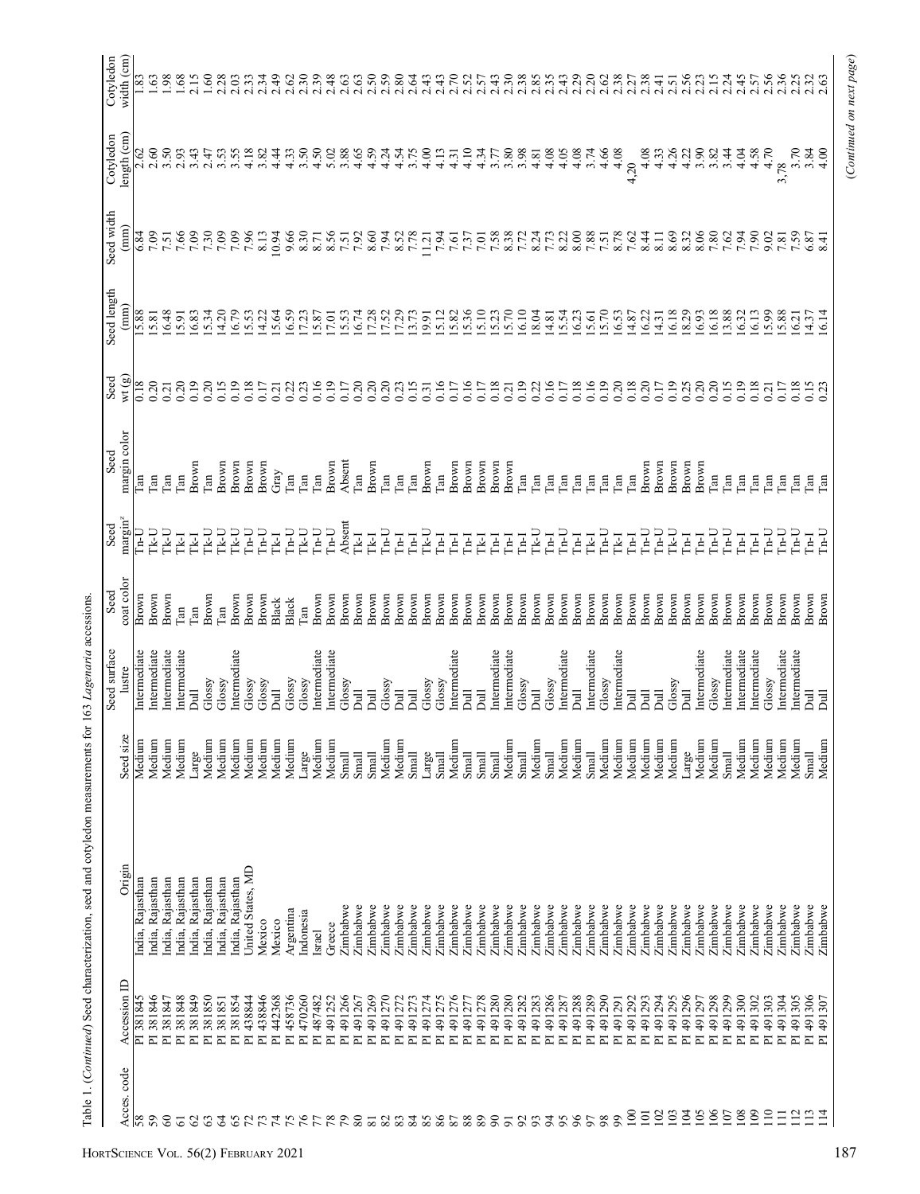Table 1. (*Continued*) Seed characterization, seed and cotyledon measurements for 163 *Lagenaria* accessions.

| Acces. code | Accession ID | Origin | Seed size | Seed surface lustre | Seed coat color | Seed margin[z] | Seed margin color | Seed wt (g) | Seed length (mm) | Seed width (mm) | Cotyledon length (cm) | Cotyledon width (cm) |
|---|---|---|---|---|---|---|---|---|---|---|---|---|
| 58 | PI 381845 | India, Rajasthan | Medium | Intermediate | Brown | Tn-U | Tan | 0.18 | 15.88 | 6.84 | 2.62 | 1.83 |
| 59 | PI 381846 | India, Rajasthan | Medium | Intermediate | Brown | Tk-U | Tan | 0.20 | 15.81 | 7.09 | 2.60 | 1.63 |
| 60 | PI 381847 | India, Rajasthan | Medium | Intermediate | Brown | Tk-U | Tan | 0.21 | 16.48 | 7.51 | 3.50 | 1.98 |
| 61 | PI 381848 | India, Rajasthan | Medium | Intermediate | Tan | Tk-I | Tan | 0.20 | 15.91 | 7.66 | 2.93 | 1.68 |
| 62 | PI 381849 | India, Rajasthan | Large | Dull | Tan | Tk-I | Brown | 0.19 | 16.83 | 7.09 | 3.43 | 2.15 |
| 63 | PI 381850 | India, Rajasthan | Medium | Glossy | Brown | Tk-U | Tan | 0.20 | 15.34 | 7.30 | 2.47 | 1.60 |
| 64 | PI 381851 | India, Rajasthan | Medium | Glossy | Tan | Tk-U | Brown | 0.15 | 14.20 | 7.09 | 3.53 | 2.28 |
| 65 | PI 381854 | India, Rajasthan | Medium | Intermediate | Brown | Tk-U | Brown | 0.19 | 16.79 | 7.09 | 3.55 | 2.03 |
| 72 | PI 438844 | United States, MD | Medium | Glossy | Brown | Tn-U | Brown | 0.18 | 15.53 | 7.96 | 4.18 | 2.33 |
| 73 | PI 438846 | Mexico | Medium | Glossy | Brown | Tn-U | Brown | 0.17 | 14.22 | 8.13 | 3.82 | 2.34 |
| 74 | PI 442368 | Mexico | Medium | Dull | Black | Tk-I | Gray | 0.21 | 15.64 | 10.94 | 4.44 | 2.49 |
| 75 | PI 458736 | Argentina | Medium | Glossy | Black | Tn-U | Tan | 0.22 | 16.59 | 9.66 | 4.33 | 2.62 |
| 76 | PI 470260 | Indonesia | Large | Glossy | Tan | Tk-U | Tan | 0.23 | 17.23 | 8.30 | 3.50 | 2.30 |
| 77 | PI 487482 | Israel | Medium | Intermediate | Brown | Tn-U | Tan | 0.16 | 15.87 | 8.71 | 4.50 | 2.39 |
| 78 | PI 491252 | Greece | Medium | Intermediate | Brown | Tn-U | Brown | 0.19 | 17.01 | 8.56 | 5.02 | 2.48 |
| 79 | PI 491266 | Zimbabwe | Small | Glossy | Brown | Absent | Absent | 0.17 | 15.53 | 7.51 | 3.88 | 2.63 |
| 80 | PI 491267 | Zimbabwe | Small | Dull | Brown | Tk-I | Tan | 0.20 | 16.74 | 7.92 | 4.65 | 2.63 |
| 81 | PI 491269 | Zimbabwe | Small | Dull | Brown | Tk-I | Brown | 0.20 | 17.28 | 8.60 | 4.59 | 2.50 |
| 82 | PI 491270 | Zimbabwe | Medium | Glossy | Brown | Tn-U | Tan | 0.20 | 17.52 | 7.94 | 4.24 | 2.59 |
| 83 | PI 491272 | Zimbabwe | Medium | Dull | Brown | Tn-I | Tan | 0.23 | 17.29 | 8.52 | 4.54 | 2.80 |
| 84 | PI 491273 | Zimbabwe | Small | Dull | Brown | Tn-I | Tan | 0.15 | 13.73 | 7.78 | 3.75 | 2.64 |
| 85 | PI 491274 | Zimbabwe | Large | Glossy | Brown | Tk-U | Brown | 0.31 | 19.91 | 11.21 | 4.00 | 2.43 |
| 86 | PI 491275 | Zimbabwe | Small | Glossy | Brown | Tn-I | Tan | 0.16 | 15.12 | 7.94 | 4.13 | 2.43 |
| 87 | PI 491276 | Zimbabwe | Medium | Intermediate | Brown | Tn-I | Brown | 0.17 | 15.82 | 7.61 | 4.31 | 2.70 |
| 88 | PI 491277 | Zimbabwe | Small | Dull | Brown | Tn-I | Brown | 0.16 | 15.36 | 7.37 | 4.10 | 2.52 |
| 89 | PI 491278 | Zimbabwe | Small | Dull | Brown | Tk-I | Brown | 0.17 | 15.10 | 7.01 | 4.34 | 2.57 |
| 90 | PI 491280 | Zimbabwe | Small | Intermediate | Brown | Tn-I | Brown | 0.18 | 15.23 | 7.58 | 3.77 | 2.43 |
| 91 | PI 491280 | Zimbabwe | Medium | Intermediate | Brown | Tn-I | Brown | 0.21 | 15.70 | 8.38 | 3.80 | 2.30 |
| 92 | PI 491282 | Zimbabwe | Small | Glossy | Brown | Tn-I | Tan | 0.19 | 16.10 | 7.72 | 3.98 | 2.38 |
| 93 | PI 491283 | Zimbabwe | Medium | Dull | Brown | Tk-U | Tan | 0.22 | 18.04 | 8.24 | 4.81 | 2.85 |
| 94 | PI 491286 | Zimbabwe | Small | Glossy | Brown | Tn-I | Tan | 0.16 | 14.81 | 7.73 | 4.08 | 2.35 |
| 95 | PI 491287 | Zimbabwe | Medium | Intermediate | Brown | Tn-U | Tan | 0.17 | 15.54 | 8.22 | 4.05 | 2.43 |
| 96 | PI 491288 | Zimbabwe | Medium | Dull | Brown | Tn-I | Tan | 0.18 | 16.23 | 8.00 | 4.08 | 2.29 |
| 97 | PI 491289 | Zimbabwe | Small | Intermediate | Brown | Tk-I | Tan | 0.16 | 15.61 | 7.88 | 3.74 | 2.20 |
| 98 | PI 491290 | Zimbabwe | Medium | Glossy | Brown | Tn-U | Tan | 0.19 | 15.70 | 7.51 | 4.66 | 2.62 |
| 99 | PI 491291 | Zimbabwe | Medium | Intermediate | Brown | Tk-I | Tan | 0.20 | 16.53 | 8.78 | 4.08 | 2.38 |
| 100 | PI 491292 | Zimbabwe | Medium | Dull | Brown | Tn-I | Tan | 0.18 | 14.87 | 7.62 | 4.20 | 2.27 |
| 101 | PI 491293 | Zimbabwe | Medium | Dull | Brown | Tn-U | Brown | 0.20 | 16.22 | 8.44 | 4.08 | 2.38 |
| 102 | PI 491294 | Zimbabwe | Medium | Dull | Brown | Tn-U | Brown | 0.17 | 14.31 | 8.11 | 4.33 | 2.41 |
| 103 | PI 491295 | Zimbabwe | Medium | Glossy | Brown | Tk-U | Brown | 0.19 | 16.18 | 8.69 | 4.26 | 2.51 |
| 104 | PI 491296 | Zimbabwe | Large | Dull | Brown | Tn-I | Brown | 0.25 | 18.29 | 8.32 | 4.22 | 2.56 |
| 105 | PI 491297 | Zimbabwe | Medium | Intermediate | Brown | Tn-I | Brown | 0.20 | 16.93 | 8.06 | 3.90 | 2.23 |
| 106 | PI 491298 | Zimbabwe | Medium | Glossy | Brown | Tn-U | Tan | 0.20 | 16.18 | 7.80 | 3.82 | 2.15 |
| 107 | PI 491299 | Zimbabwe | Small | Intermediate | Brown | Tn-U | Tan | 0.15 | 13.88 | 7.62 | 3.44 | 2.24 |
| 108 | PI 491300 | Zimbabwe | Medium | Intermediate | Brown | Tn-I | Tan | 0.19 | 16.32 | 7.94 | 4.04 | 2.45 |
| 109 | PI 491302 | Zimbabwe | Medium | Intermediate | Brown | Tn-I | Tan | 0.18 | 16.13 | 7.90 | 4.58 | 2.57 |
| 110 | PI 491303 | Zimbabwe | Medium | Glossy | Brown | Tn-U | Tan | 0.21 | 15.99 | 9.02 | 4.70 | 2.56 |
| 111 | PI 491304 | Zimbabwe | Medium | Intermediate | Brown | Tn-U | Tan | 0.17 | 15.88 | 7.81 | 3.78 | 2.36 |
| 112 | PI 491305 | Zimbabwe | Medium | Intermediate | Brown | Tn-U | Tan | 0.18 | 16.21 | 7.59 | 3.70 | 2.25 |
| 113 | PI 491306 | Zimbabwe | Small | Dull | Brown | Tn-I | Tan | 0.15 | 14.37 | 6.87 | 3.84 | 2.32 |
| 114 | PI 491307 | Zimbabwe | Medium | Dull | Brown | Tn-U | Tan | 0.23 | 16.14 | 8.41 | 4.00 | 2.63 |

(*Continued on next page*)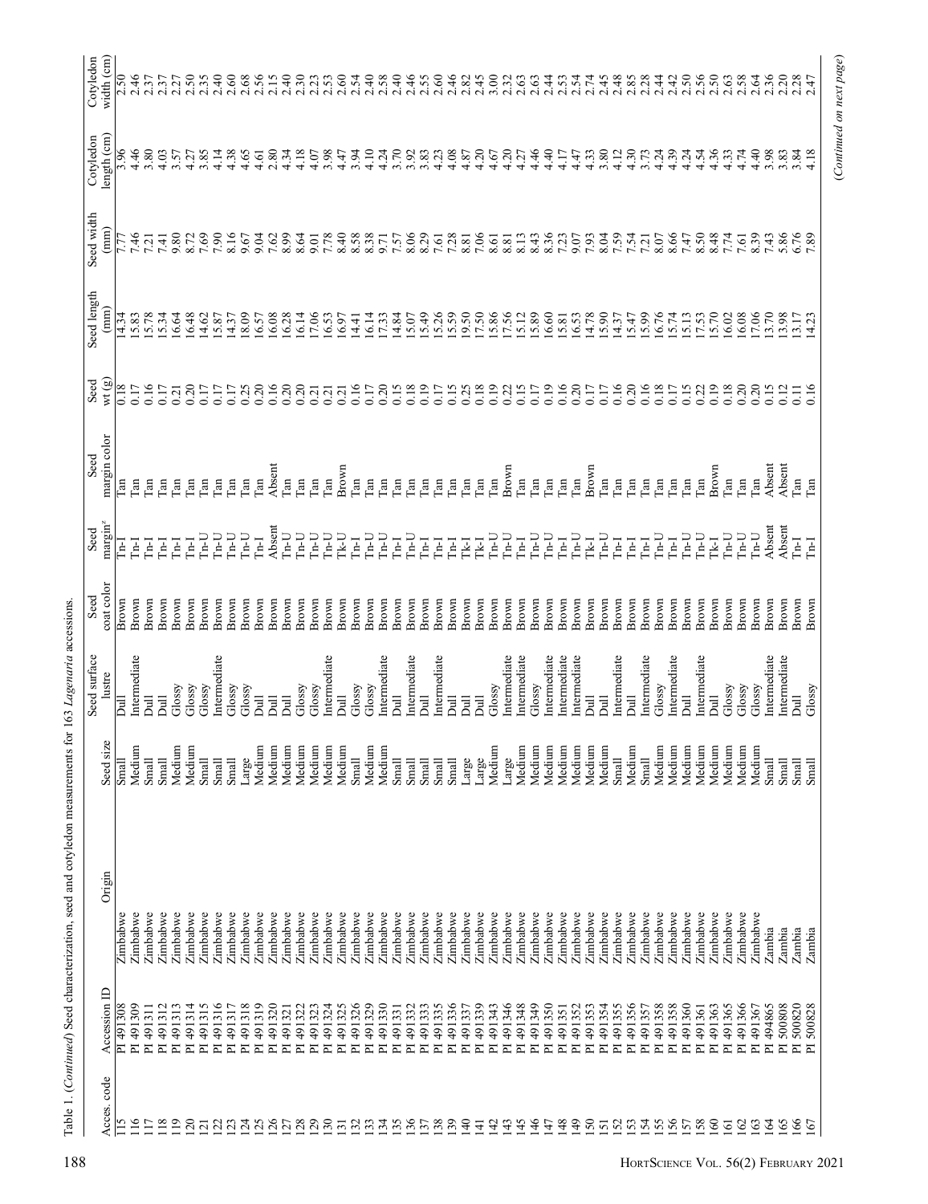Table 1. (*Continued*) Seed characterization, seed and cotyledon measurements for 163 *Lagenaria* accessions.

| Acces. code | Accession ID | Origin | Seed size | Seed surface lustre | Seed coat color | Seed margin[z] | Seed margin color | Seed wt (g) | Seed length (mm) | Seed width (mm) | Cotyledon length (cm) | Cotyledon width (cm) |
|---|---|---|---|---|---|---|---|---|---|---|---|---|
| 115 | PI 491308 | Zimbabwe | Small | Dull | Brown | Tn-I | Tan | 0.18 | 14.34 | 7.77 | 3.96 | 2.50 |
| 116 | PI 491309 | Zimbabwe | Medium | Intermediate | Brown | Tn-I | Tan | 0.17 | 15.83 | 7.46 | 4.46 | 2.46 |
| 117 | PI 491311 | Zimbabwe | Small | Dull | Brown | Tn-I | Tan | 0.16 | 15.78 | 7.21 | 3.80 | 2.37 |
| 118 | PI 491312 | Zimbabwe | Small | Dull | Brown | Tn-I | Tan | 0.17 | 15.34 | 7.41 | 4.03 | 2.37 |
| 119 | PI 491313 | Zimbabwe | Medium | Glossy | Brown | Tn-I | Tan | 0.21 | 16.64 | 9.80 | 3.57 | 2.27 |
| 120 | PI 491314 | Zimbabwe | Medium | Glossy | Brown | Tn-I | Tan | 0.20 | 16.48 | 8.72 | 4.27 | 2.50 |
| 121 | PI 491315 | Zimbabwe | Small | Glossy | Brown | Tn-U | Tan | 0.17 | 14.62 | 7.69 | 3.85 | 2.35 |
| 122 | PI 491316 | Zimbabwe | Small | Intermediate | Brown | Tn-U | Tan | 0.17 | 15.87 | 7.90 | 4.14 | 2.40 |
| 123 | PI 491317 | Zimbabwe | Small | Glossy | Brown | Tn-U | Tan | 0.17 | 14.37 | 8.16 | 4.38 | 2.60 |
| 124 | PI 491318 | Zimbabwe | Large | Glossy | Brown | Tn-U | Tan | 0.25 | 18.09 | 9.67 | 4.65 | 2.68 |
| 125 | PI 491319 | Zimbabwe | Medium | Dull | Brown | Tn-I | Tan | 0.20 | 16.57 | 9.04 | 4.61 | 2.56 |
| 126 | PI 491320 | Zimbabwe | Medium | Dull | Brown | Absent | Absent | 0.16 | 16.08 | 7.62 | 2.80 | 2.15 |
| 127 | PI 491321 | Zimbabwe | Medium | Dull | Brown | Tn-U | Tan | 0.20 | 16.28 | 8.99 | 4.34 | 2.40 |
| 128 | PI 491322 | Zimbabwe | Medium | Glossy | Brown | Tn-U | Tan | 0.20 | 16.14 | 8.64 | 4.18 | 2.30 |
| 129 | PI 491323 | Zimbabwe | Medium | Glossy | Brown | Tn-U | Tan | 0.21 | 17.06 | 9.01 | 4.07 | 2.23 |
| 130 | PI 491324 | Zimbabwe | Medium | Intermediate | Brown | Tn-U | Tan | 0.21 | 16.53 | 7.78 | 3.98 | 2.53 |
| 131 | PI 491325 | Zimbabwe | Medium | Dull | Brown | Tk-U | Brown | 0.21 | 16.97 | 8.40 | 4.47 | 2.60 |
| 132 | PI 491326 | Zimbabwe | Small | Glossy | Brown | Tn-I | Tan | 0.16 | 14.41 | 8.58 | 3.94 | 2.54 |
| 133 | PI 491329 | Zimbabwe | Medium | Glossy | Brown | Tn-U | Tan | 0.17 | 16.14 | 8.38 | 4.10 | 2.40 |
| 134 | PI 491330 | Zimbabwe | Medium | Intermediate | Brown | Tn-U | Tan | 0.20 | 17.33 | 9.71 | 4.24 | 2.58 |
| 135 | PI 491331 | Zimbabwe | Small | Dull | Brown | Tn-I | Tan | 0.15 | 14.84 | 7.57 | 3.70 | 2.40 |
| 136 | PI 491332 | Zimbabwe | Small | Intermediate | Brown | Tn-U | Tan | 0.18 | 15.07 | 8.06 | 3.92 | 2.46 |
| 137 | PI 491333 | Zimbabwe | Small | Dull | Brown | Tn-I | Tan | 0.19 | 15.49 | 8.29 | 3.83 | 2.55 |
| 138 | PI 491335 | Zimbabwe | Small | Intermediate | Brown | Tn-I | Tan | 0.17 | 15.26 | 7.61 | 4.23 | 2.60 |
| 139 | PI 491336 | Zimbabwe | Small | Dull | Brown | Tn-I | Tan | 0.15 | 15.59 | 7.28 | 4.08 | 2.46 |
| 140 | PI 491337 | Zimbabwe | Large | Dull | Brown | Tk-I | Tan | 0.25 | 19.50 | 8.81 | 4.87 | 2.82 |
| 141 | PI 491339 | Zimbabwe | Large | Dull | Brown | Tk-I | Tan | 0.18 | 17.50 | 7.06 | 4.20 | 2.45 |
| 142 | PI 491343 | Zimbabwe | Medium | Glossy | Brown | Tn-U | Tan | 0.19 | 15.86 | 8.61 | 4.67 | 3.00 |
| 143 | PI 491346 | Zimbabwe | Large | Intermediate | Brown | Tn-U | Brown | 0.22 | 17.56 | 8.81 | 4.20 | 2.32 |
| 145 | PI 491348 | Zimbabwe | Medium | Intermediate | Brown | Tn-I | Tan | 0.15 | 15.12 | 8.13 | 4.27 | 2.63 |
| 146 | PI 491349 | Zimbabwe | Medium | Glossy | Brown | Tn-U | Tan | 0.17 | 15.89 | 8.43 | 4.46 | 2.63 |
| 147 | PI 491350 | Zimbabwe | Medium | Intermediate | Brown | Tn-U | Tan | 0.19 | 16.60 | 8.36 | 4.40 | 2.44 |
| 148 | PI 491351 | Zimbabwe | Medium | Intermediate | Brown | Tn-I | Tan | 0.16 | 15.81 | 7.23 | 4.17 | 2.53 |
| 149 | PI 491352 | Zimbabwe | Medium | Intermediate | Brown | Tn-U | Tan | 0.20 | 16.53 | 9.07 | 4.47 | 2.54 |
| 150 | PI 491353 | Zimbabwe | Medium | Dull | Brown | Tk-I | Brown | 0.17 | 14.78 | 7.93 | 4.33 | 2.74 |
| 151 | PI 491354 | Zimbabwe | Medium | Dull | Brown | Tn-U | Tan | 0.17 | 15.90 | 8.04 | 3.80 | 2.45 |
| 152 | PI 491355 | Zimbabwe | Small | Intermediate | Brown | Tn-I | Tan | 0.16 | 14.37 | 7.59 | 4.12 | 2.48 |
| 153 | PI 491356 | Zimbabwe | Medium | Dull | Brown | Tn-I | Tan | 0.20 | 15.47 | 7.54 | 4.30 | 2.85 |
| 154 | PI 491357 | Zimbabwe | Small | Intermediate | Brown | Tn-I | Tan | 0.16 | 15.99 | 7.21 | 3.73 | 2.28 |
| 155 | PI 491358 | Zimbabwe | Medium | Glossy | Brown | Tn-U | Tan | 0.18 | 16.76 | 8.07 | 4.24 | 2.44 |
| 156 | PI 491358 | Zimbabwe | Medium | Intermediate | Brown | Tn-I | Tan | 0.17 | 15.74 | 8.66 | 4.39 | 2.42 |
| 157 | PI 491360 | Zimbabwe | Medium | Dull | Brown | Tn-U | Tan | 0.15 | 15.13 | 7.47 | 4.24 | 2.50 |
| 158 | PI 491361 | Zimbabwe | Medium | Intermediate | Brown | Tn-U | Tan | 0.22 | 17.53 | 8.50 | 4.54 | 2.56 |
| 160 | PI 491363 | Zimbabwe | Medium | Dull | Brown | Tk-I | Brown | 0.19 | 15.70 | 8.48 | 4.36 | 2.50 |
| 161 | PI 491365 | Zimbabwe | Medium | Glossy | Brown | Tn-U | Tan | 0.18 | 16.02 | 7.74 | 4.33 | 2.63 |
| 162 | PI 491366 | Zimbabwe | Medium | Glossy | Brown | Tn-U | Tan | 0.20 | 16.08 | 7.61 | 4.74 | 2.58 |
| 163 | PI 491367 | Zimbabwe | Medium | Glossy | Brown | Tn-U | Tan | 0.20 | 17.06 | 8.39 | 4.40 | 2.64 |
| 164 | PI 494865 | Zambia | Small | Intermediate | Brown | Absent | Absent | 0.15 | 13.70 | 7.43 | 3.98 | 2.36 |
| 165 | PI 500808 | Zambia | Small | Intermediate | Brown | Absent | Absent | 0.12 | 13.98 | 5.86 | 3.83 | 2.20 |
| 166 | PI 500820 | Zambia | Small | Dull | Brown | Tn-I | Tan | 0.11 | 13.17 | 6.76 | 3.84 | 2.28 |
| 167 | PI 500828 | Zambia | Small | Glossy | Brown | Tn-I | Tan | 0.16 | 14.23 | 7.89 | 4.18 | 2.47 |

(*Continued on next page*)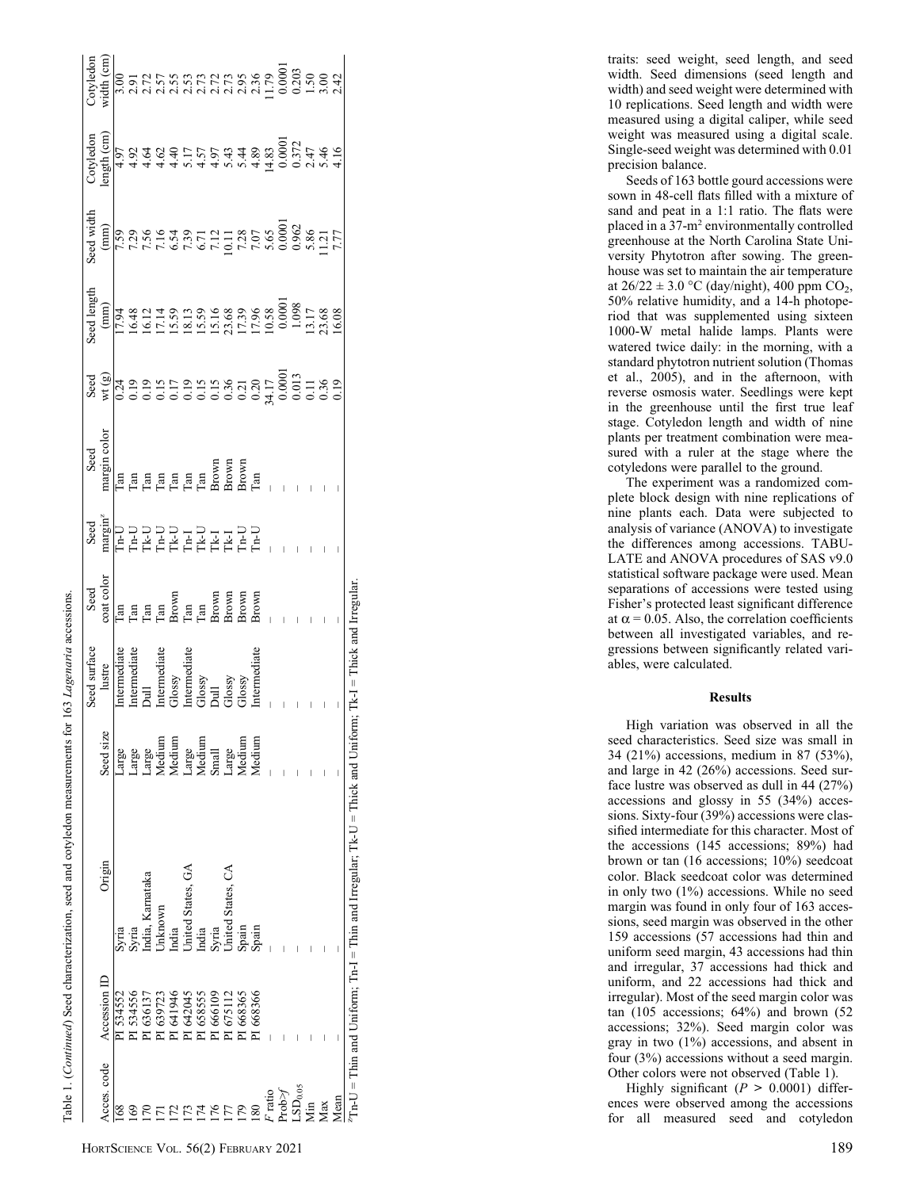Table 1. (*Continued*) Seed characterization, seed and cotyledon measurements for 163 *Lagenaria* accessions.

| Acces. code | Accession ID | Origin | Seed size | Seed surface lustre | Seed coat color | Seed margin[z] | Seed margin color | Seed wt (g) | Seed length (mm) | Seed width (mm) | Cotyledon length (cm) | Cotyledon width (cm) |
|---|---|---|---|---|---|---|---|---|---|---|---|---|
| 168 | PI 534552 | Syria | Large | Intermediate | Tan | Tn-U | Tan | 0.24 | 17.94 | 7.59 | 4.97 | 3.00 |
| 169 | PI 534556 | Syria | Large | Intermediate | Tan | Tn-U | Tan | 0.19 | 16.48 | 7.29 | 4.92 | 2.91 |
| 170 | PI 636137 | India, Karnataka | Large | Dull | Tan | Tk-U | Tan | 0.19 | 16.12 | 7.56 | 4.64 | 2.72 |
| 171 | PI 639723 | Unknown | Medium | Intermediate | Tan | Tn-U | Tan | 0.15 | 17.14 | 7.16 | 4.62 | 2.57 |
| 172 | PI 641946 | India | Medium | Glossy | Brown | Tk-U | Tan | 0.17 | 15.59 | 6.54 | 4.40 | 2.55 |
| 173 | PI 642045 | United States, GA | Large | Intermediate | Tan | Tn-I | Tan | 0.19 | 18.13 | 7.39 | 5.17 | 2.53 |
| 174 | PI 658555 | India | Medium | Glossy | Tan | Tk-U | Tan | 0.15 | 15.59 | 6.71 | 4.57 | 2.73 |
| 176 | PI 666109 | Syria | Small | Dull | Brown | Tk-I | Brown | 0.15 | 15.16 | 7.12 | 4.97 | 2.72 |
| 177 | PI 675112 | United States, CA | Large | Glossy | Brown | Tk-I | Brown | 0.36 | 23.68 | 10.11 | 5.43 | 2.73 |
| 179 | PI 668365 | Spain | Medium | Glossy | Brown | Tn-U | Brown | 0.21 | 17.39 | 7.28 | 5.44 | 2.95 |
| 180 | PI 668366 | Spain | Medium | Intermediate | Brown | Tn-U | Tan | 0.20 | 17.96 | 7.07 | 4.89 | 2.36 |
| *F* ratio | — | — | — | — | — | — | — | 34.17 | 10.58 | 5.65 | 14.83 | 11.79 |
| Prob>*f* | — | — | — | — | — | — | — | 0.0001 | 0.0001 | 0.0001 | 0.0001 | 0.0001 |
| $LSD_{0.05}$ | — | — | — | — | — | — | — | 0.013 | 1.098 | 0.962 | 0.372 | 0.203 |
| Min | — | — | — | — | — | — | — | 0.11 | 13.17 | 5.86 | 2.47 | 1.50 |
| Max | — | — | — | — | — | — | — | 0.36 | 23.68 | 11.21 | 5.46 | 3.00 |
| Mean | — | — | — | — | — | — | — | 0.19 | 16.08 | 7.77 | 4.16 | 2.42 |

[z]Tn-U = Thin and Uniform; Tn-I = Thin and Irregular; Tk-U = Thick and Uniform; Tk-I = Thick and Irregular.

traits: seed weight, seed length, and seed width. Seed dimensions (seed length and width) and seed weight were determined with 10 replications. Seed length and width were measured using a digital caliper, while seed weight was measured using a digital scale. Single-seed weight was determined with 0.01 precision balance.

Seeds of 163 bottle gourd accessions were sown in 48-cell flats filled with a mixture of sand and peat in a 1:1 ratio. The flats were placed in a 37-$m^2$ environmentally controlled greenhouse at the North Carolina State University Phytotron after sowing. The greenhouse was set to maintain the air temperature at 26/22 ± 3.0 °C (day/night), 400 ppm $CO_2$, 50% relative humidity, and a 14-h photoperiod that was supplemented using sixteen 1000-W metal halide lamps. Plants were watered twice daily: in the morning, with a standard phytotron nutrient solution (Thomas et al., 2005), and in the afternoon, with reverse osmosis water. Seedlings were kept in the greenhouse until the first true leaf stage. Cotyledon length and width of nine plants per treatment combination were measured with a ruler at the stage where the cotyledons were parallel to the ground.

The experiment was a randomized complete block design with nine replications of nine plants each. Data were subjected to analysis of variance (ANOVA) to investigate the differences among accessions. TABULATE and ANOVA procedures of SAS v9.0 statistical software package were used. Mean separations of accessions were tested using Fisher's protected least significant difference at $\alpha = 0.05$. Also, the correlation coefficients between all investigated variables, and regressions between significantly related variables, were calculated.

## Results

High variation was observed in all the seed characteristics. Seed size was small in 34 (21%) accessions, medium in 87 (53%), and large in 42 (26%) accessions. Seed surface lustre was observed as dull in 44 (27%) accessions and glossy in 55 (34%) accessions. Sixty-four (39%) accessions were classified intermediate for this character. Most of the accessions (145 accessions; 89%) had brown or tan (16 accessions; 10%) seedcoat color. Black seedcoat color was determined in only two (1%) accessions. While no seed margin was found in only four of 163 accessions, seed margin was observed in the other 159 accessions (57 accessions had thin and uniform seed margin, 43 accessions had thin and irregular, 37 accessions had thick and uniform, and 22 accessions had thick and irregular). Most of the seed margin color was tan (105 accessions; 64%) and brown (52 accessions; 32%). Seed margin color was gray in two (1%) accessions, and absent in four (3%) accessions without a seed margin. Other colors were not observed (Table 1).

Highly significant ($P > 0.0001$) differences were observed among the accessions for all measured seed and cotyledon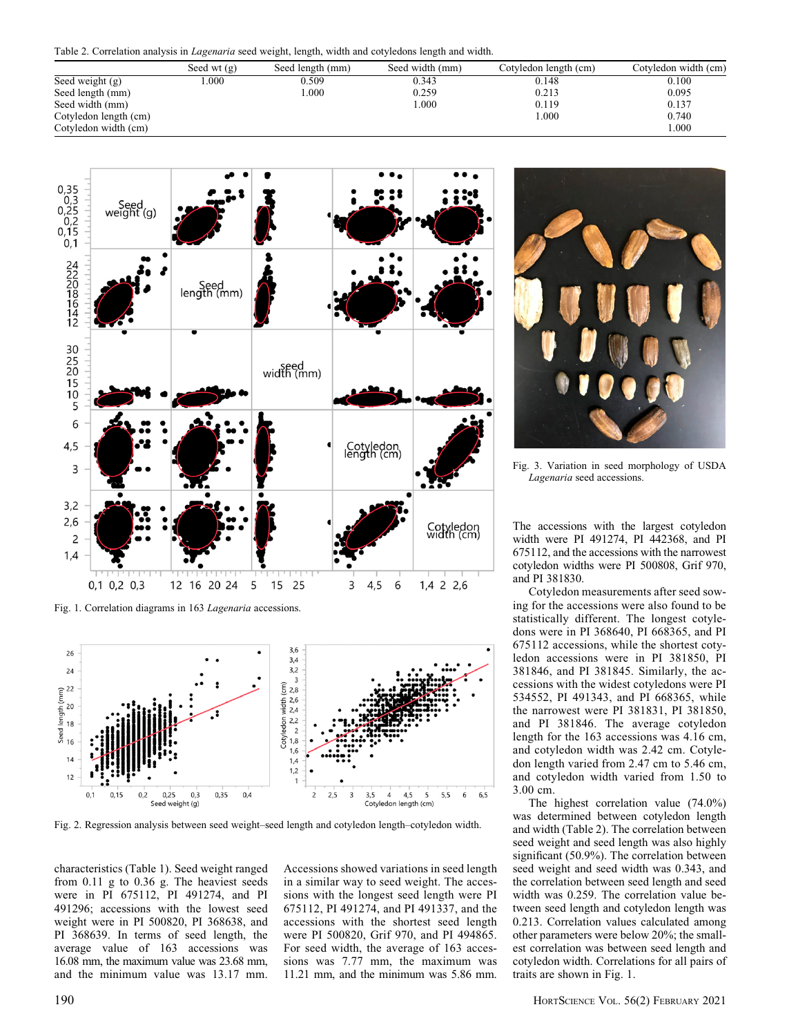Table 2. Correlation analysis in *Lagenaria* seed weight, length, width and cotyledons length and width.

| | Seed wt (g) | Seed length (mm) | Seed width (mm) | Cotyledon length (cm) | Cotyledon width (cm) |
|---|---|---|---|---|---|
| Seed weight (g) | 1.000 | 0.509 | 0.343 | 0.148 | 0.100 |
| Seed length (mm) | | 1.000 | 0.259 | 0.213 | 0.095 |
| Seed width (mm) | | | 1.000 | 0.119 | 0.137 |
| Cotyledon length (cm) | | | | 1.000 | 0.740 |
| Cotyledon width (cm) | | | | | 1.000 |

Fig. 1. Correlation diagrams in 163 *Lagenaria* accessions.

Fig. 2. Regression analysis between seed weight–seed length and cotyledon length–cotyledon width.

Fig. 3. Variation in seed morphology of USDA *Lagenaria* seed accessions.

characteristics (Table 1). Seed weight ranged from 0.11 g to 0.36 g. The heaviest seeds were in PI 675112, PI 491274, and PI 491296; accessions with the lowest seed weight were in PI 500820, PI 368638, and PI 368639. In terms of seed length, the average value of 163 accessions was 16.08 mm, the maximum value was 23.68 mm, and the minimum value was 13.17 mm. Accessions showed variations in seed length in a similar way to seed weight. The accessions with the longest seed length were PI 675112, PI 491274, and PI 491337, and the accessions with the shortest seed length were PI 500820, Grif 970, and PI 494865. For seed width, the average of 163 accessions was 7.77 mm, the maximum was 11.21 mm, and the minimum was 5.86 mm. The accessions with the largest cotyledon width were PI 491274, PI 442368, and PI 675112, and the accessions with the narrowest cotyledon widths were PI 500808, Grif 970, and PI 381830.

Cotyledon measurements after seed sowing for the accessions were also found to be statistically different. The longest cotyledons were in PI 368640, PI 668365, and PI 675112 accessions, while the shortest cotyledon accessions were in PI 381850, PI 381846, and PI 381845. Similarly, the accessions with the widest cotyledons were PI 534552, PI 491343, and PI 668365, while the narrowest were PI 381831, PI 381850, and PI 381846. The average cotyledon length for the 163 accessions was 4.16 cm, and cotyledon width was 2.42 cm. Cotyledon length varied from 2.47 cm to 5.46 cm, and cotyledon width varied from 1.50 to 3.00 cm.

The highest correlation value (74.0%) was determined between cotyledon length and width (Table 2). The correlation between seed weight and seed length was also highly significant (50.9%). The correlation between seed weight and seed width was 0.343, and the correlation between seed length and seed width was 0.259. The correlation value between seed length and cotyledon length was 0.213. Correlation values calculated among other parameters were below 20%; the smallest correlation was between seed length and cotyledon width. Correlations for all pairs of traits are shown in Fig. 1.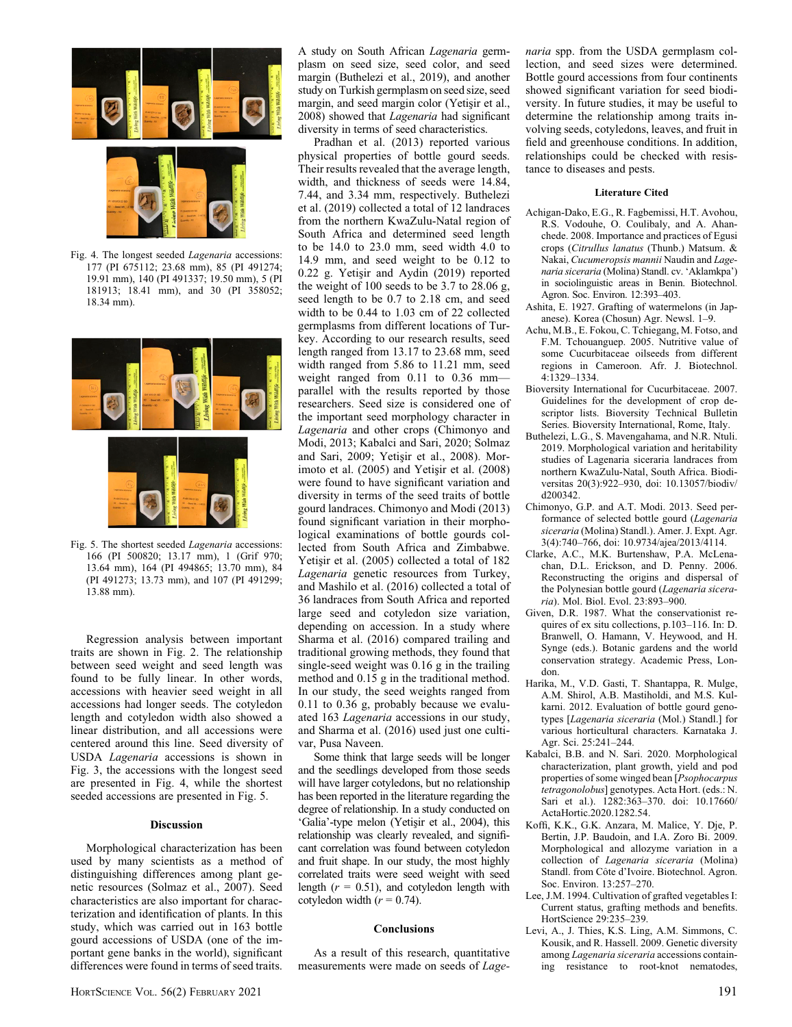Fig. 4. The longest seeded *Lagenaria* accessions: 177 (PI 675112; 23.68 mm), 85 (PI 491274; 19.91 mm), 140 (PI 491337; 19.50 mm), 5 (PI 181913; 18.41 mm), and 30 (PI 358052; 18.34 mm).

Fig. 5. The shortest seeded *Lagenaria* accessions: 166 (PI 500820; 13.17 mm), 1 (Grif 970; 13.64 mm), 164 (PI 494865; 13.70 mm), 84 (PI 491273; 13.73 mm), and 107 (PI 491299; 13.88 mm).

Regression analysis between important traits are shown in Fig. 2. The relationship between seed weight and seed length was found to be fully linear. In other words, accessions with heavier seed weight in all accessions had longer seeds. The cotyledon length and cotyledon width also showed a linear distribution, and all accessions were centered around this line. Seed diversity of USDA *Lagenaria* accessions is shown in Fig. 3, the accessions with the longest seed are presented in Fig. 4, while the shortest seeded accessions are presented in Fig. 5.

## Discussion

Morphological characterization has been used by many scientists as a method of distinguishing differences among plant genetic resources (Solmaz et al., 2007). Seed characteristics are also important for characterization and identification of plants. In this study, which was carried out in 163 bottle gourd accessions of USDA (one of the important gene banks in the world), significant differences were found in terms of seed traits. A study on South African *Lagenaria* germplasm on seed size, seed color, and seed margin (Buthelezi et al., 2019), and another study on Turkish germplasm on seed size, seed margin, and seed margin color (Yetişir et al., 2008) showed that *Lagenaria* had significant diversity in terms of seed characteristics.

Pradhan et al. (2013) reported various physical properties of bottle gourd seeds. Their results revealed that the average length, width, and thickness of seeds were 14.84, 7.44, and 3.34 mm, respectively. Buthelezi et al. (2019) collected a total of 12 landraces from the northern KwaZulu-Natal region of South Africa and determined seed length to be 14.0 to 23.0 mm, seed width 4.0 to 14.9 mm, and seed weight to be 0.12 to 0.22 g. Yetişir and Aydin (2019) reported the weight of 100 seeds to be 3.7 to 28.06 g, seed length to be 0.7 to 2.18 cm, and seed width to be 0.44 to 1.03 cm of 22 collected germplasms from different locations of Turkey. According to our research results, seed length ranged from 13.17 to 23.68 mm, seed width ranged from 5.86 to 11.21 mm, seed weight ranged from 0.11 to 0.36 mm—parallel with the results reported by those researchers. Seed size is considered one of the important seed morphology character in *Lagenaria* and other crops (Chimonyo and Modi, 2013; Kabalci and Sari, 2020; Solmaz and Sari, 2009; Yetişir et al., 2008). Morimoto et al. (2005) and Yetişir et al. (2008) were found to have significant variation and diversity in terms of the seed traits of bottle gourd landraces. Chimonyo and Modi (2013) found significant variation in their morphological examinations of bottle gourds collected from South Africa and Zimbabwe. Yetişir et al. (2005) collected a total of 182 *Lagenaria* genetic resources from Turkey, and Mashilo et al. (2016) collected a total of 36 landraces from South Africa and reported large seed and cotyledon size variation, depending on accession. In a study where Sharma et al. (2016) compared trailing and traditional growing methods, they found that single-seed weight was 0.16 g in the trailing method and 0.15 g in the traditional method. In our study, the seed weights ranged from 0.11 to 0.36 g, probably because we evaluated 163 *Lagenaria* accessions in our study, and Sharma et al. (2016) used just one cultivar, Pusa Naveen.

Some think that large seeds will be longer and the seedlings developed from those seeds will have larger cotyledons, but no relationship has been reported in the literature regarding the degree of relationship. In a study conducted on 'Galia'-type melon (Yetişir et al., 2004), this relationship was clearly revealed, and significant correlation was found between cotyledon and fruit shape. In our study, the most highly correlated traits were seed weight with seed length ($r$ = 0.51), and cotyledon length with cotyledon width ($r$ = 0.74).

## Conclusions

As a result of this research, quantitative measurements were made on seeds of *Lagenaria* spp. from the USDA germplasm collection, and seed sizes were determined. Bottle gourd accessions from four continents showed significant variation for seed biodiversity. In future studies, it may be useful to determine the relationship among traits involving seeds, cotyledons, leaves, and fruit in field and greenhouse conditions. In addition, relationships could be checked with resistance to diseases and pests.

## Literature Cited

Achigan-Dako, E.G., R. Fagbemissi, H.T. Avohou, R.S. Vodouhe, O. Coulibaly, and A. Ahanchede. 2008. Importance and practices of Egusi crops (*Citrullus lanatus* (Thunb.) Matsum. & Nakai, *Cucumeropsis mannii* Naudin and *Lagenaria siceraria* (Molina) Standl. cv. 'Aklamkpa') in sociolinguistic areas in Benin. Biotechnol. Agron. Soc. Environ. 12:393–403.

Ashita, E. 1927. Grafting of watermelons (in Japanese). Korea (Chosun) Agr. Newsl. 1–9.

Achu, M.B., E. Fokou, C. Tchiegang, M. Fotso, and F.M. Tchouanguep. 2005. Nutritive value of some Cucurbitaceae oilseeds from different regions in Cameroon. Afr. J. Biotechnol. 4:1329–1334.

Bioversity International for Cucurbitaceae. 2007. Guidelines for the development of crop descriptor lists. Bioversity Technical Bulletin Series. Bioversity International, Rome, Italy.

Buthelezi, L.G., S. Mavengahama, and N.R. Ntuli. 2019. Morphological variation and heritability studies of Lagenaria siceraria landraces from northern KwaZulu-Natal, South Africa. Biodiversitas 20(3):922–930, doi: 10.13057/biodiv/d200342.

Chimonyo, G.P. and A.T. Modi. 2013. Seed performance of selected bottle gourd (*Lagenaria siceraria* (Molina) Standl.). Amer. J. Expt. Agr. 3(4):740–766, doi: 10.9734/ajea/2013/4114.

Clarke, A.C., M.K. Burtenshaw, P.A. McLenachan, D.L. Erickson, and D. Penny. 2006. Reconstructing the origins and dispersal of the Polynesian bottle gourd (*Lagenaria siceraria*). Mol. Biol. Evol. 23:893–900.

Given, D.R. 1987. What the conservationist requires of ex situ collections, p.103–116. In: D. Branwell, O. Hamann, V. Heywood, and H. Synge (eds.). Botanic gardens and the world conservation strategy. Academic Press, London.

Harika, M., V.D. Gasti, T. Shantappa, R. Mulge, A.M. Shirol, A.B. Mastiholdi, and M.S. Kulkarni. 2012. Evaluation of bottle gourd genotypes [*Lagenaria siceraria* (Mol.) Standl.] for various horticultural characters. Karnataka J. Agr. Sci. 25:241–244.

Kabalci, B.B. and N. Sari. 2020. Morphological characterization, plant growth, yield and pod properties of some winged bean [*Psophocarpus tetragonolobus*] genotypes. Acta Hort. (eds.: N. Sari et al.). 1282:363–370. doi: 10.17660/ActaHortic.2020.1282.54.

Koffi, K.K., G.K. Anzara, M. Malice, Y. Dje, P. Bertin, J.P. Baudoin, and I.A. Zoro Bi. 2009. Morphological and allozyme variation in a collection of *Lagenaria siceraria* (Molina) Standl. from Côte d'Ivoire. Biotechnol. Agron. Soc. Environ. 13:257–270.

Lee, J.M. 1994. Cultivation of grafted vegetables I: Current status, grafting methods and benefits. HortScience 29:235–239.

Levi, A., J. Thies, K.S. Ling, A.M. Simmons, C. Kousik, and R. Hassell. 2009. Genetic diversity among *Lagenaria siceraria* accessions containing resistance to root-knot nematodes,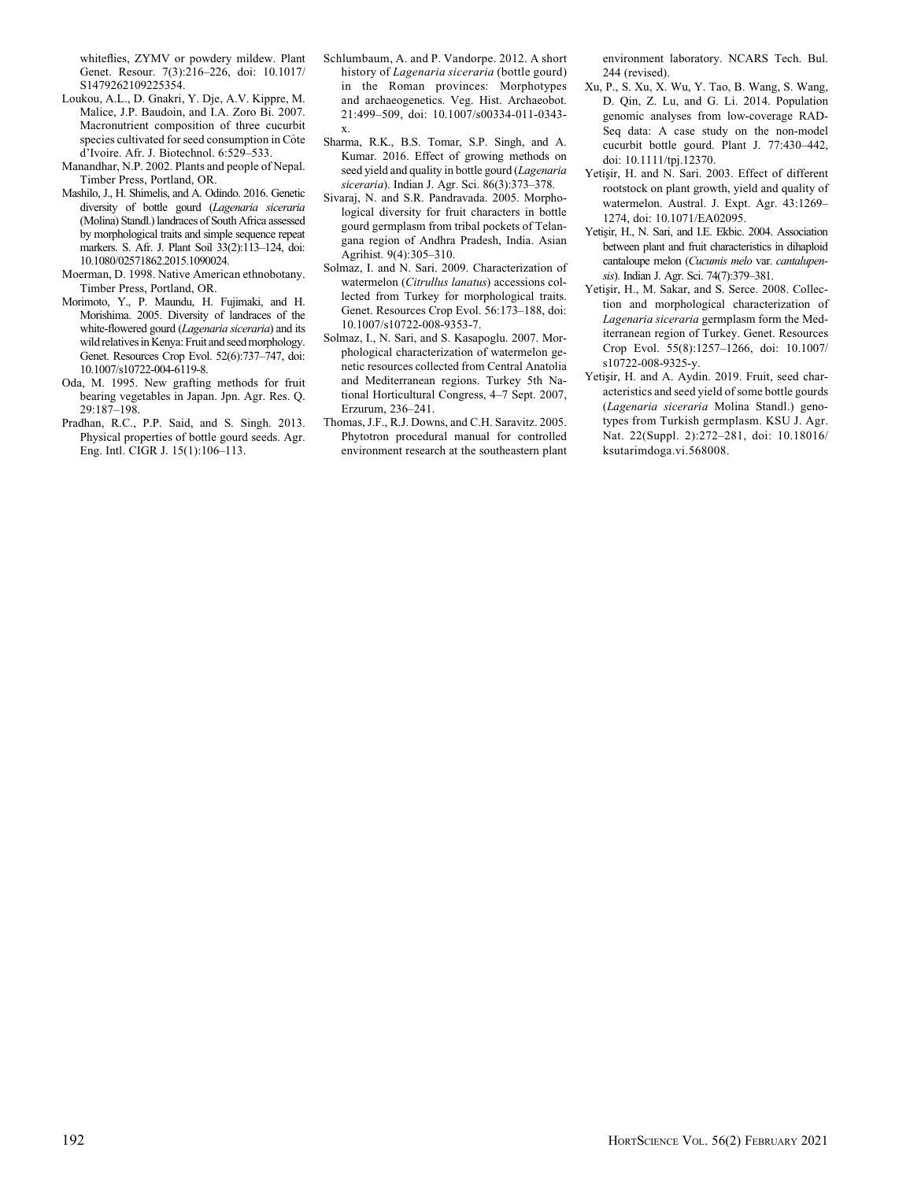whiteflies, ZYMV or powdery mildew. Plant Genet. Resour. 7(3):216–226, doi: 10.1017/S1479262109225354.

Loukou, A.L., D. Gnakri, Y. Dje, A.V. Kippre, M. Malice, J.P. Baudoin, and I.A. Zoro Bi. 2007. Macronutrient composition of three cucurbit species cultivated for seed consumption in Côte d'Ivoire. Afr. J. Biotechnol. 6:529–533.

Manandhar, N.P. 2002. Plants and people of Nepal. Timber Press, Portland, OR.

Mashilo, J., H. Shimelis, and A. Odindo. 2016. Genetic diversity of bottle gourd (*Lagenaria siceraria* (Molina) Standl.) landraces of South Africa assessed by morphological traits and simple sequence repeat markers. S. Afr. J. Plant Soil 33(2):113–124, doi: 10.1080/02571862.2015.1090024.

Moerman, D. 1998. Native American ethnobotany. Timber Press, Portland, OR.

Morimoto, Y., P. Maundu, H. Fujimaki, and H. Morishima. 2005. Diversity of landraces of the white-flowered gourd (*Lagenaria siceraria*) and its wild relatives in Kenya: Fruit and seed morphology. Genet. Resources Crop Evol. 52(6):737–747, doi: 10.1007/s10722-004-6119-8.

Oda, M. 1995. New grafting methods for fruit bearing vegetables in Japan. Jpn. Agr. Res. Q. 29:187–198.

Pradhan, R.C., P.P. Said, and S. Singh. 2013. Physical properties of bottle gourd seeds. Agr. Eng. Intl. CIGR J. 15(1):106–113.

Schlumbaum, A. and P. Vandorpe. 2012. A short history of *Lagenaria siceraria* (bottle gourd) in the Roman provinces: Morphotypes and archaeogenetics. Veg. Hist. Archaeobot. 21:499–509, doi: 10.1007/s00334-011-0343-x.

Sharma, R.K., B.S. Tomar, S.P. Singh, and A. Kumar. 2016. Effect of growing methods on seed yield and quality in bottle gourd (*Lagenaria siceraria*). Indian J. Agr. Sci. 86(3):373–378.

Sivaraj, N. and S.R. Pandravada. 2005. Morphological diversity for fruit characters in bottle gourd germplasm from tribal pockets of Telangana region of Andhra Pradesh, India. Asian Agrihist. 9(4):305–310.

Solmaz, I. and N. Sari. 2009. Characterization of watermelon (*Citrullus lanatus*) accessions collected from Turkey for morphological traits. Genet. Resources Crop Evol. 56:173–188, doi: 10.1007/s10722-008-9353-7.

Solmaz, I., N. Sari, and S. Kasapoglu. 2007. Morphological characterization of watermelon genetic resources collected from Central Anatolia and Mediterranean regions. Turkey 5th National Horticultural Congress, 4–7 Sept. 2007, Erzurum, 236–241.

Thomas, J.F., R.J. Downs, and C.H. Saravitz. 2005. Phytotron procedural manual for controlled environment research at the southeastern plant environment laboratory. NCARS Tech. Bul. 244 (revised).

Xu, P., S. Xu, X. Wu, Y. Tao, B. Wang, S. Wang, D. Qin, Z. Lu, and G. Li. 2014. Population genomic analyses from low-coverage RAD-Seq data: A case study on the non-model cucurbit bottle gourd. Plant J. 77:430–442, doi: 10.1111/tpj.12370.

Yetişir, H. and N. Sari. 2003. Effect of different rootstock on plant growth, yield and quality of watermelon. Austral. J. Expt. Agr. 43:1269–1274, doi: 10.1071/EA02095.

Yetişir, H., N. Sari, and I.E. Ekbic. 2004. Association between plant and fruit characteristics in dihaploid cantaloupe melon (*Cucumis melo* var. *cantalupensis*). Indian J. Agr. Sci. 74(7):379–381.

Yetişir, H., M. Sakar, and S. Serce. 2008. Collection and morphological characterization of *Lagenaria siceraria* germplasm form the Mediterranean region of Turkey. Genet. Resources Crop Evol. 55(8):1257–1266, doi: 10.1007/s10722-008-9325-y.

Yetişir, H. and A. Aydin. 2019. Fruit, seed characteristics and seed yield of some bottle gourds (*Lagenaria siceraria* Molina Standl.) genotypes from Turkish germplasm. KSU J. Agr. Nat. 22(Suppl. 2):272–281, doi: 10.18016/ksutarimdoga.vi.568008.